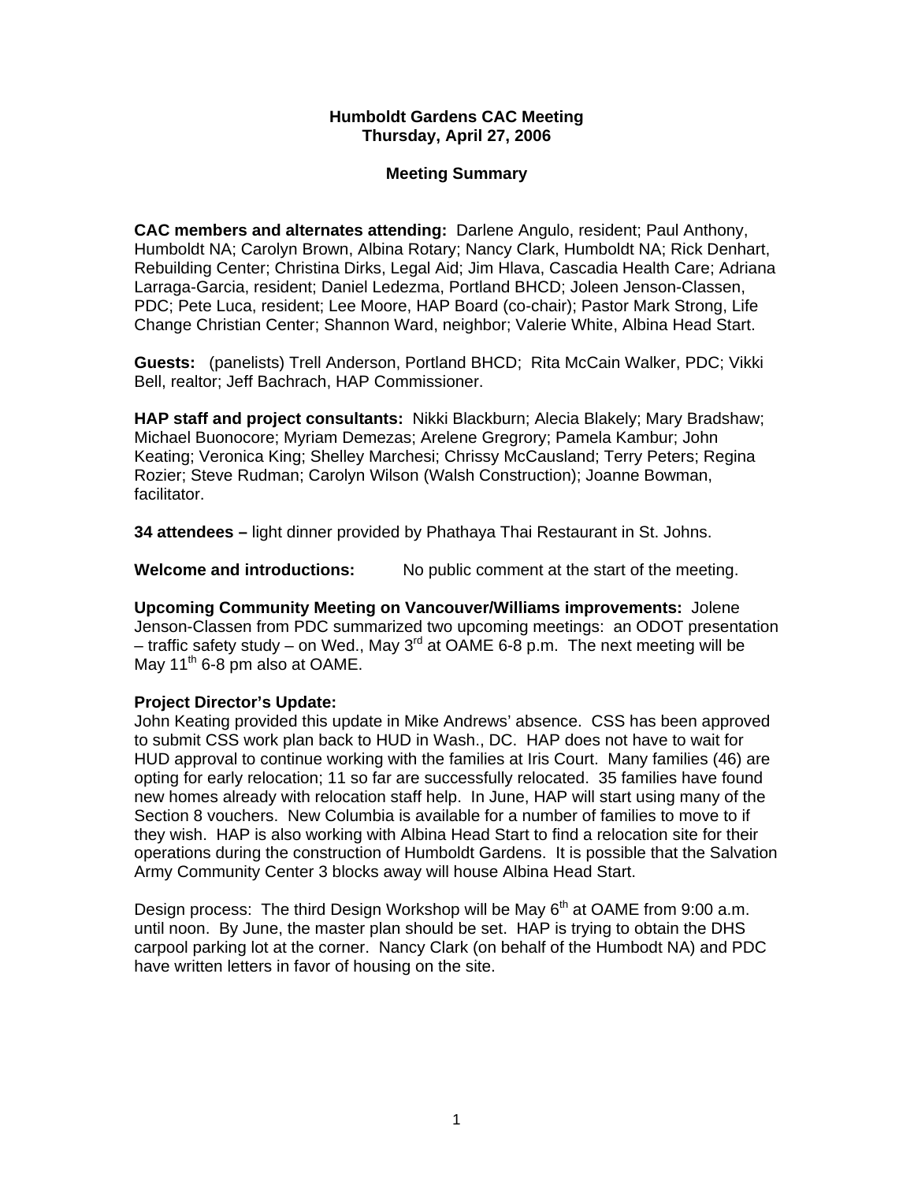# Humboldt Gardens CAC Meeting
## Thursday, April 27, 2006

### Meeting Summary

**CAC members and alternates attending:** Darlene Angulo, resident; Paul Anthony, Humboldt NA; Carolyn Brown, Albina Rotary; Nancy Clark, Humboldt NA; Rick Denhart, Rebuilding Center; Christina Dirks, Legal Aid; Jim Hlava, Cascadia Health Care; Adriana Larraga-Garcia, resident; Daniel Ledezma, Portland BHCD; Joleen Jenson-Classen, PDC; Pete Luca, resident; Lee Moore, HAP Board (co-chair); Pastor Mark Strong, Life Change Christian Center; Shannon Ward, neighbor; Valerie White, Albina Head Start.

**Guests:** (panelists) Trell Anderson, Portland BHCD; Rita McCain Walker, PDC; Vikki Bell, realtor; Jeff Bachrach, HAP Commissioner.

**HAP staff and project consultants:** Nikki Blackburn; Alecia Blakely; Mary Bradshaw; Michael Buonocore; Myriam Demezas; Arelene Gregrory; Pamela Kambur; John Keating; Veronica King; Shelley Marchesi; Chrissy McCausland; Terry Peters; Regina Rozier; Steve Rudman; Carolyn Wilson (Walsh Construction); Joanne Bowman, facilitator.

**34 attendees –** light dinner provided by Phathaya Thai Restaurant in St. Johns.

**Welcome and introductions:** No public comment at the start of the meeting.

**Upcoming Community Meeting on Vancouver/Williams improvements:** Jolene Jenson-Classen from PDC summarized two upcoming meetings: an ODOT presentation – traffic safety study – on Wed., May 3rd at OAME 6-8 p.m. The next meeting will be May 11th 6-8 pm also at OAME.

**Project Director's Update:**
John Keating provided this update in Mike Andrews' absence. CSS has been approved to submit CSS work plan back to HUD in Wash., DC. HAP does not have to wait for HUD approval to continue working with the families at Iris Court. Many families (46) are opting for early relocation; 11 so far are successfully relocated. 35 families have found new homes already with relocation staff help. In June, HAP will start using many of the Section 8 vouchers. New Columbia is available for a number of families to move to if they wish. HAP is also working with Albina Head Start to find a relocation site for their operations during the construction of Humboldt Gardens. It is possible that the Salvation Army Community Center 3 blocks away will house Albina Head Start.

Design process: The third Design Workshop will be May 6th at OAME from 9:00 a.m. until noon. By June, the master plan should be set. HAP is trying to obtain the DHS carpool parking lot at the corner. Nancy Clark (on behalf of the Humbodt NA) and PDC have written letters in favor of housing on the site.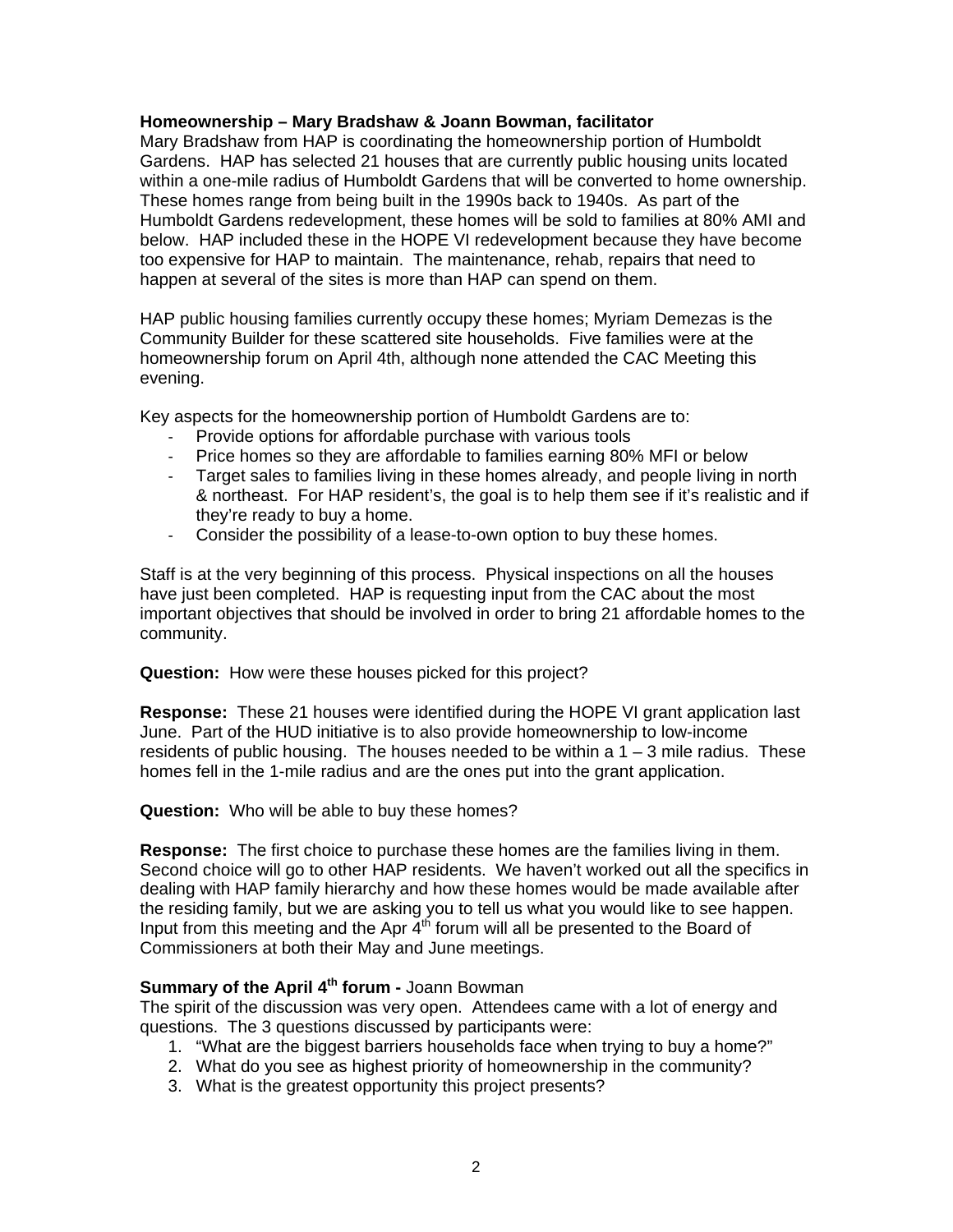**Homeownership – Mary Bradshaw & Joann Bowman, facilitator**

Mary Bradshaw from HAP is coordinating the homeownership portion of Humboldt Gardens. HAP has selected 21 houses that are currently public housing units located within a one-mile radius of Humboldt Gardens that will be converted to home ownership. These homes range from being built in the 1990s back to 1940s. As part of the Humboldt Gardens redevelopment, these homes will be sold to families at 80% AMI and below. HAP included these in the HOPE VI redevelopment because they have become too expensive for HAP to maintain. The maintenance, rehab, repairs that need to happen at several of the sites is more than HAP can spend on them.

HAP public housing families currently occupy these homes; Myriam Demezas is the Community Builder for these scattered site households. Five families were at the homeownership forum on April 4th, although none attended the CAC Meeting this evening.

Key aspects for the homeownership portion of Humboldt Gardens are to:

- Provide options for affordable purchase with various tools
- Price homes so they are affordable to families earning 80% MFI or below
- Target sales to families living in these homes already, and people living in north & northeast. For HAP resident's, the goal is to help them see if it's realistic and if they're ready to buy a home.
- Consider the possibility of a lease-to-own option to buy these homes.

Staff is at the very beginning of this process. Physical inspections on all the houses have just been completed. HAP is requesting input from the CAC about the most important objectives that should be involved in order to bring 21 affordable homes to the community.

**Question:** How were these houses picked for this project?

**Response:** These 21 houses were identified during the HOPE VI grant application last June. Part of the HUD initiative is to also provide homeownership to low-income residents of public housing. The houses needed to be within a 1 – 3 mile radius. These homes fell in the 1-mile radius and are the ones put into the grant application.

**Question:** Who will be able to buy these homes?

**Response:** The first choice to purchase these homes are the families living in them. Second choice will go to other HAP residents. We haven't worked out all the specifics in dealing with HAP family hierarchy and how these homes would be made available after the residing family, but we are asking you to tell us what you would like to see happen. Input from this meeting and the Apr 4th forum will all be presented to the Board of Commissioners at both their May and June meetings.

**Summary of the April 4th forum -** Joann Bowman

The spirit of the discussion was very open. Attendees came with a lot of energy and questions. The 3 questions discussed by participants were:

1. "What are the biggest barriers households face when trying to buy a home?"
2. What do you see as highest priority of homeownership in the community?
3. What is the greatest opportunity this project presents?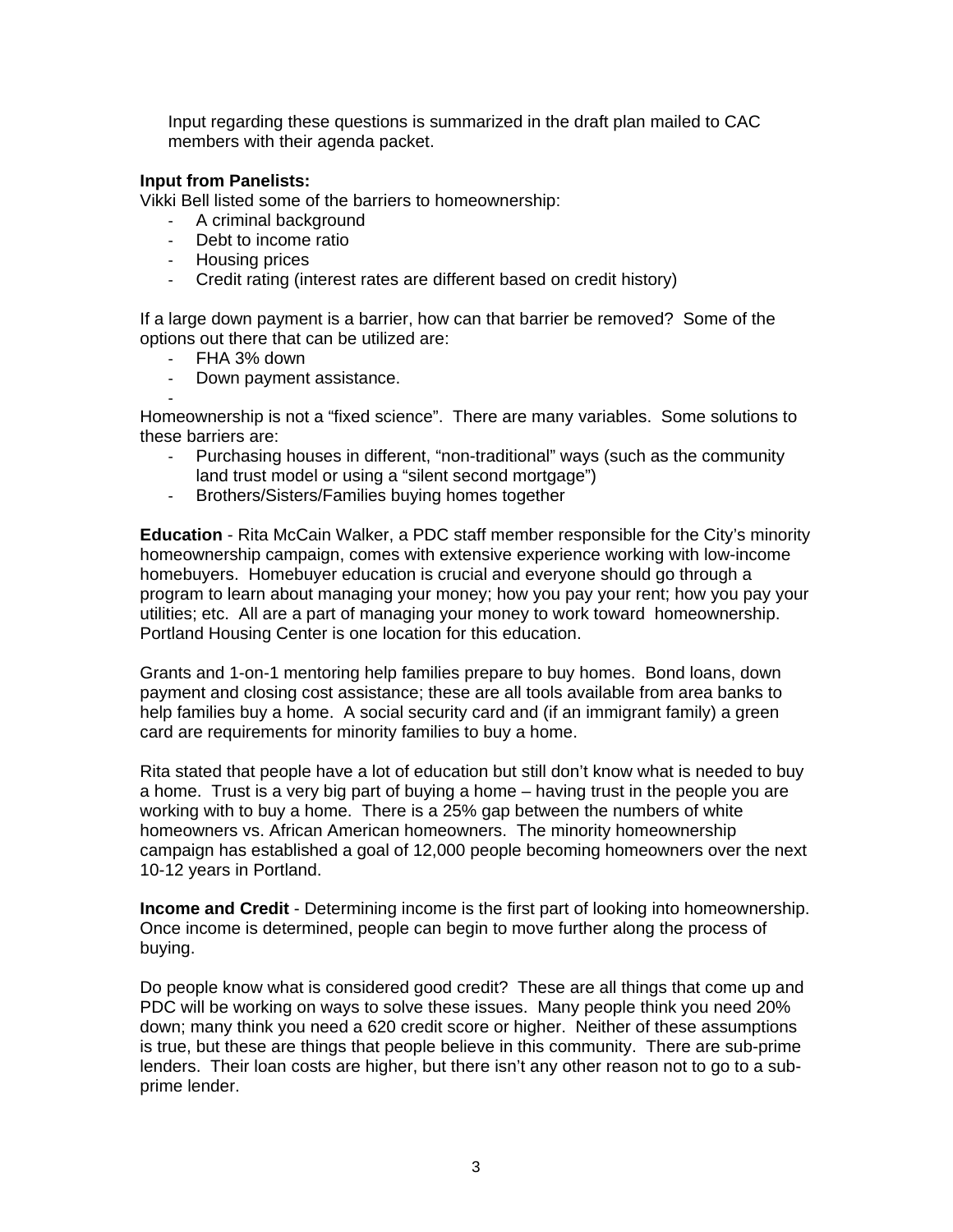Input regarding these questions is summarized in the draft plan mailed to CAC members with their agenda packet.

**Input from Panelists:**
Vikki Bell listed some of the barriers to homeownership:

- A criminal background
- Debt to income ratio
- Housing prices
- Credit rating (interest rates are different based on credit history)

If a large down payment is a barrier, how can that barrier be removed? Some of the options out there that can be utilized are:

- FHA 3% down
- Down payment assistance.
-

Homeownership is not a "fixed science". There are many variables. Some solutions to these barriers are:

- Purchasing houses in different, "non-traditional" ways (such as the community land trust model or using a "silent second mortgage")
- Brothers/Sisters/Families buying homes together

**Education** - Rita McCain Walker, a PDC staff member responsible for the City's minority homeownership campaign, comes with extensive experience working with low-income homebuyers. Homebuyer education is crucial and everyone should go through a program to learn about managing your money; how you pay your rent; how you pay your utilities; etc. All are a part of managing your money to work toward homeownership. Portland Housing Center is one location for this education.

Grants and 1-on-1 mentoring help families prepare to buy homes. Bond loans, down payment and closing cost assistance; these are all tools available from area banks to help families buy a home. A social security card and (if an immigrant family) a green card are requirements for minority families to buy a home.

Rita stated that people have a lot of education but still don't know what is needed to buy a home. Trust is a very big part of buying a home – having trust in the people you are working with to buy a home. There is a 25% gap between the numbers of white homeowners vs. African American homeowners. The minority homeownership campaign has established a goal of 12,000 people becoming homeowners over the next 10-12 years in Portland.

**Income and Credit** - Determining income is the first part of looking into homeownership. Once income is determined, people can begin to move further along the process of buying.

Do people know what is considered good credit? These are all things that come up and PDC will be working on ways to solve these issues. Many people think you need 20% down; many think you need a 620 credit score or higher. Neither of these assumptions is true, but these are things that people believe in this community. There are sub-prime lenders. Their loan costs are higher, but there isn't any other reason not to go to a sub-prime lender.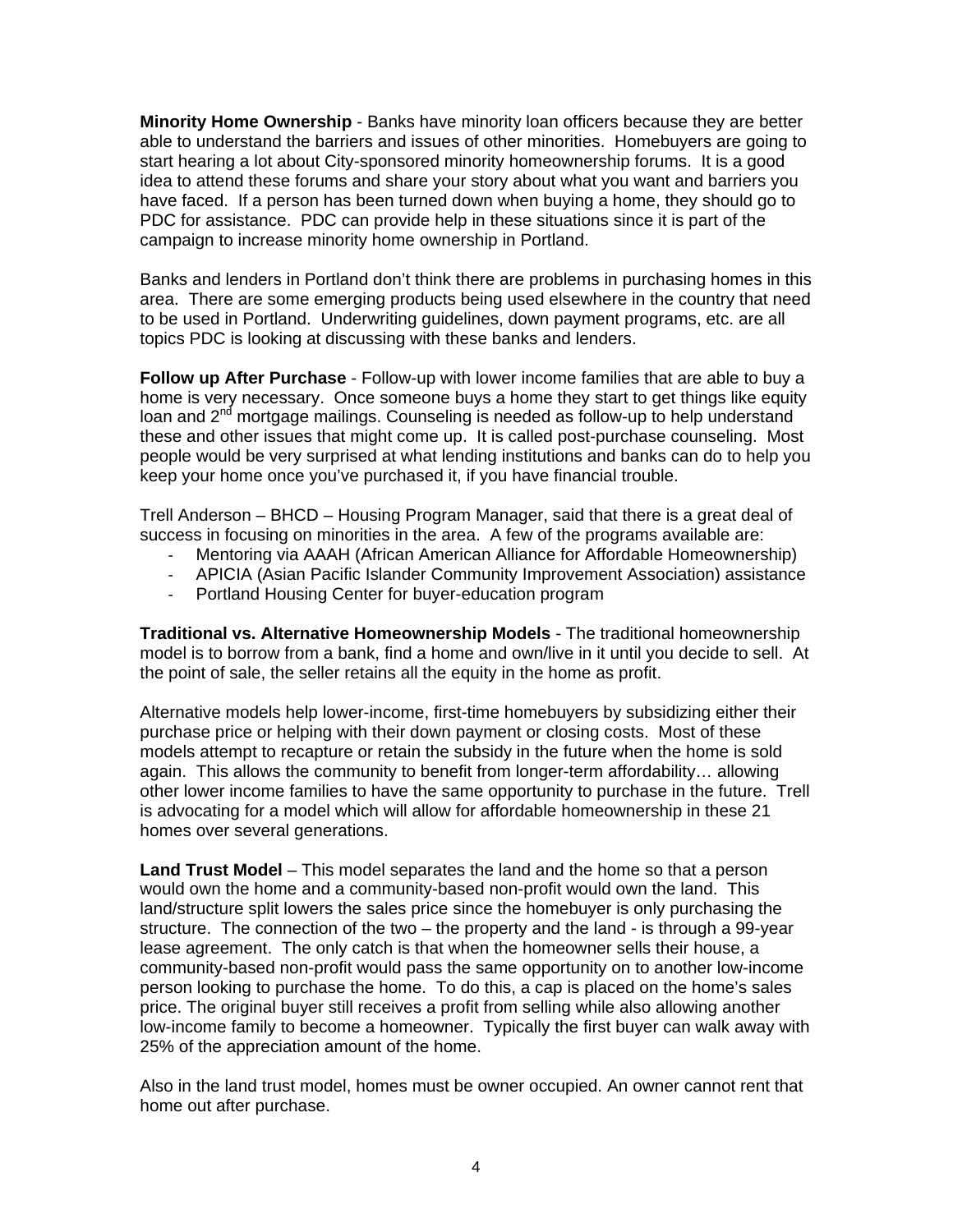**Minority Home Ownership** - Banks have minority loan officers because they are better able to understand the barriers and issues of other minorities. Homebuyers are going to start hearing a lot about City-sponsored minority homeownership forums. It is a good idea to attend these forums and share your story about what you want and barriers you have faced. If a person has been turned down when buying a home, they should go to PDC for assistance. PDC can provide help in these situations since it is part of the campaign to increase minority home ownership in Portland.

Banks and lenders in Portland don't think there are problems in purchasing homes in this area. There are some emerging products being used elsewhere in the country that need to be used in Portland. Underwriting guidelines, down payment programs, etc. are all topics PDC is looking at discussing with these banks and lenders.

**Follow up After Purchase** - Follow-up with lower income families that are able to buy a home is very necessary. Once someone buys a home they start to get things like equity loan and 2nd mortgage mailings. Counseling is needed as follow-up to help understand these and other issues that might come up. It is called post-purchase counseling. Most people would be very surprised at what lending institutions and banks can do to help you keep your home once you've purchased it, if you have financial trouble.

Trell Anderson – BHCD – Housing Program Manager, said that there is a great deal of success in focusing on minorities in the area. A few of the programs available are:

- Mentoring via AAAH (African American Alliance for Affordable Homeownership)
- APICIA (Asian Pacific Islander Community Improvement Association) assistance
- Portland Housing Center for buyer-education program

**Traditional vs. Alternative Homeownership Models** - The traditional homeownership model is to borrow from a bank, find a home and own/live in it until you decide to sell. At the point of sale, the seller retains all the equity in the home as profit.

Alternative models help lower-income, first-time homebuyers by subsidizing either their purchase price or helping with their down payment or closing costs. Most of these models attempt to recapture or retain the subsidy in the future when the home is sold again. This allows the community to benefit from longer-term affordability… allowing other lower income families to have the same opportunity to purchase in the future. Trell is advocating for a model which will allow for affordable homeownership in these 21 homes over several generations.

**Land Trust Model** – This model separates the land and the home so that a person would own the home and a community-based non-profit would own the land. This land/structure split lowers the sales price since the homebuyer is only purchasing the structure. The connection of the two – the property and the land - is through a 99-year lease agreement. The only catch is that when the homeowner sells their house, a community-based non-profit would pass the same opportunity on to another low-income person looking to purchase the home. To do this, a cap is placed on the home's sales price. The original buyer still receives a profit from selling while also allowing another low-income family to become a homeowner. Typically the first buyer can walk away with 25% of the appreciation amount of the home.

Also in the land trust model, homes must be owner occupied. An owner cannot rent that home out after purchase.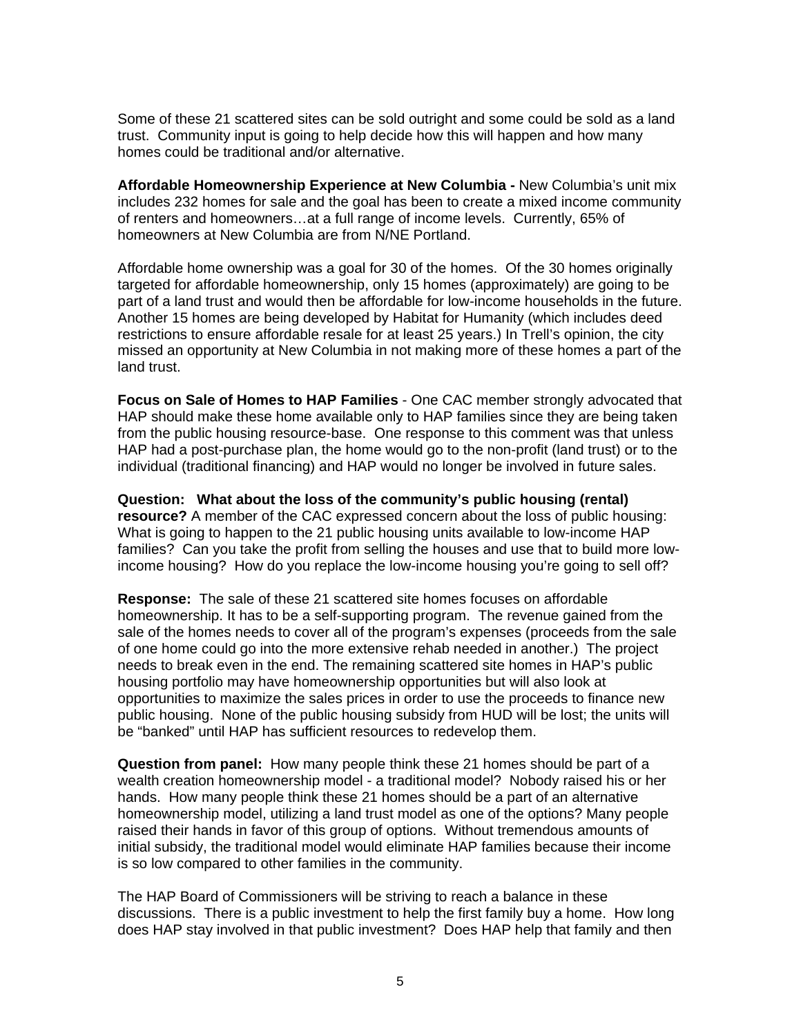Some of these 21 scattered sites can be sold outright and some could be sold as a land trust. Community input is going to help decide how this will happen and how many homes could be traditional and/or alternative.

**Affordable Homeownership Experience at New Columbia -** New Columbia's unit mix includes 232 homes for sale and the goal has been to create a mixed income community of renters and homeowners…at a full range of income levels. Currently, 65% of homeowners at New Columbia are from N/NE Portland.

Affordable home ownership was a goal for 30 of the homes. Of the 30 homes originally targeted for affordable homeownership, only 15 homes (approximately) are going to be part of a land trust and would then be affordable for low-income households in the future. Another 15 homes are being developed by Habitat for Humanity (which includes deed restrictions to ensure affordable resale for at least 25 years.) In Trell's opinion, the city missed an opportunity at New Columbia in not making more of these homes a part of the land trust.

**Focus on Sale of Homes to HAP Families** - One CAC member strongly advocated that HAP should make these home available only to HAP families since they are being taken from the public housing resource-base. One response to this comment was that unless HAP had a post-purchase plan, the home would go to the non-profit (land trust) or to the individual (traditional financing) and HAP would no longer be involved in future sales.

**Question: What about the loss of the community's public housing (rental) resource?** A member of the CAC expressed concern about the loss of public housing: What is going to happen to the 21 public housing units available to low-income HAP families? Can you take the profit from selling the houses and use that to build more low-income housing? How do you replace the low-income housing you're going to sell off?

**Response:** The sale of these 21 scattered site homes focuses on affordable homeownership. It has to be a self-supporting program. The revenue gained from the sale of the homes needs to cover all of the program's expenses (proceeds from the sale of one home could go into the more extensive rehab needed in another.) The project needs to break even in the end. The remaining scattered site homes in HAP's public housing portfolio may have homeownership opportunities but will also look at opportunities to maximize the sales prices in order to use the proceeds to finance new public housing. None of the public housing subsidy from HUD will be lost; the units will be "banked" until HAP has sufficient resources to redevelop them.

**Question from panel:** How many people think these 21 homes should be part of a wealth creation homeownership model - a traditional model? Nobody raised his or her hands. How many people think these 21 homes should be a part of an alternative homeownership model, utilizing a land trust model as one of the options? Many people raised their hands in favor of this group of options. Without tremendous amounts of initial subsidy, the traditional model would eliminate HAP families because their income is so low compared to other families in the community.

The HAP Board of Commissioners will be striving to reach a balance in these discussions. There is a public investment to help the first family buy a home. How long does HAP stay involved in that public investment? Does HAP help that family and then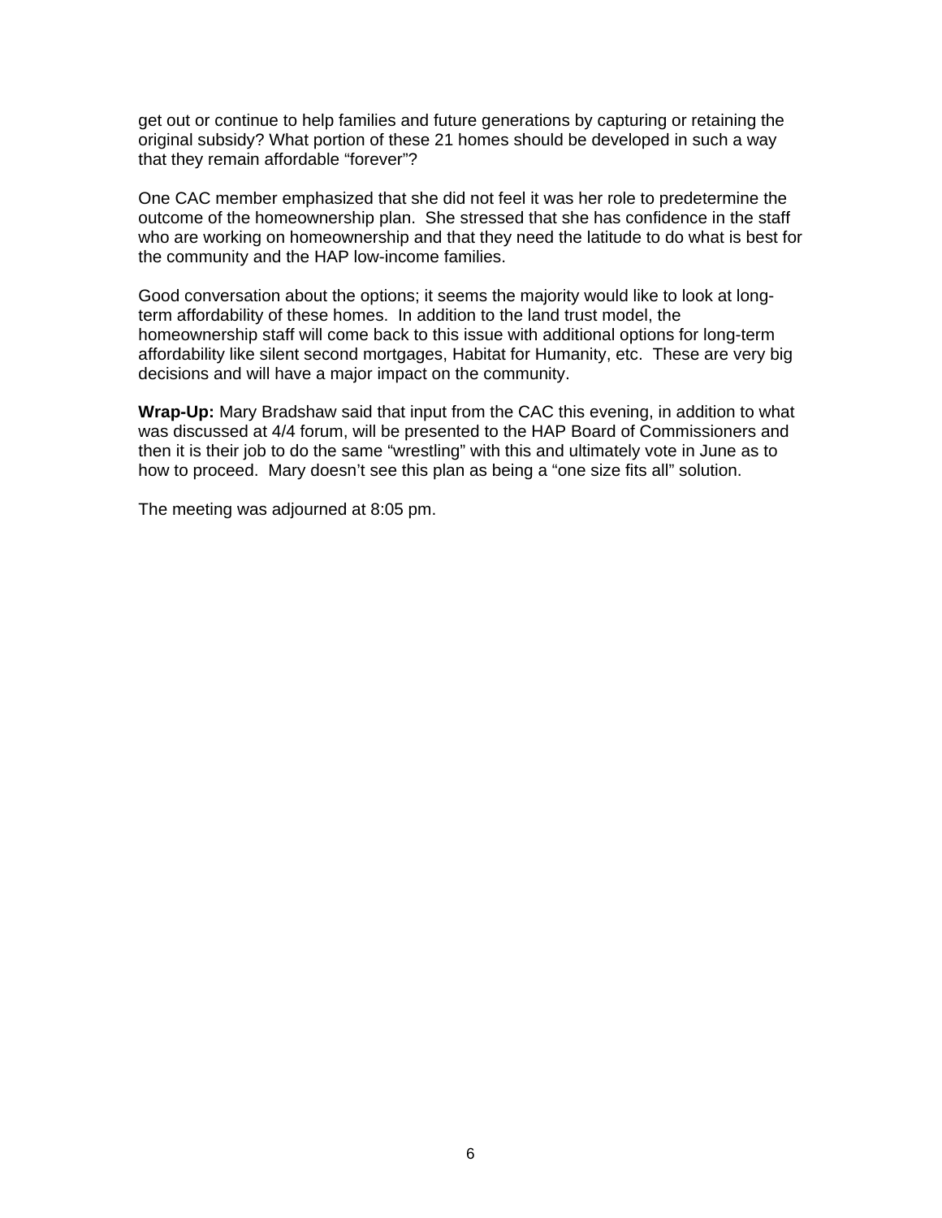get out or continue to help families and future generations by capturing or retaining the original subsidy? What portion of these 21 homes should be developed in such a way that they remain affordable "forever"?

One CAC member emphasized that she did not feel it was her role to predetermine the outcome of the homeownership plan. She stressed that she has confidence in the staff who are working on homeownership and that they need the latitude to do what is best for the community and the HAP low-income families.

Good conversation about the options; it seems the majority would like to look at long-term affordability of these homes. In addition to the land trust model, the homeownership staff will come back to this issue with additional options for long-term affordability like silent second mortgages, Habitat for Humanity, etc. These are very big decisions and will have a major impact on the community.

**Wrap-Up:** Mary Bradshaw said that input from the CAC this evening, in addition to what was discussed at 4/4 forum, will be presented to the HAP Board of Commissioners and then it is their job to do the same "wrestling" with this and ultimately vote in June as to how to proceed. Mary doesn't see this plan as being a "one size fits all" solution.

The meeting was adjourned at 8:05 pm.